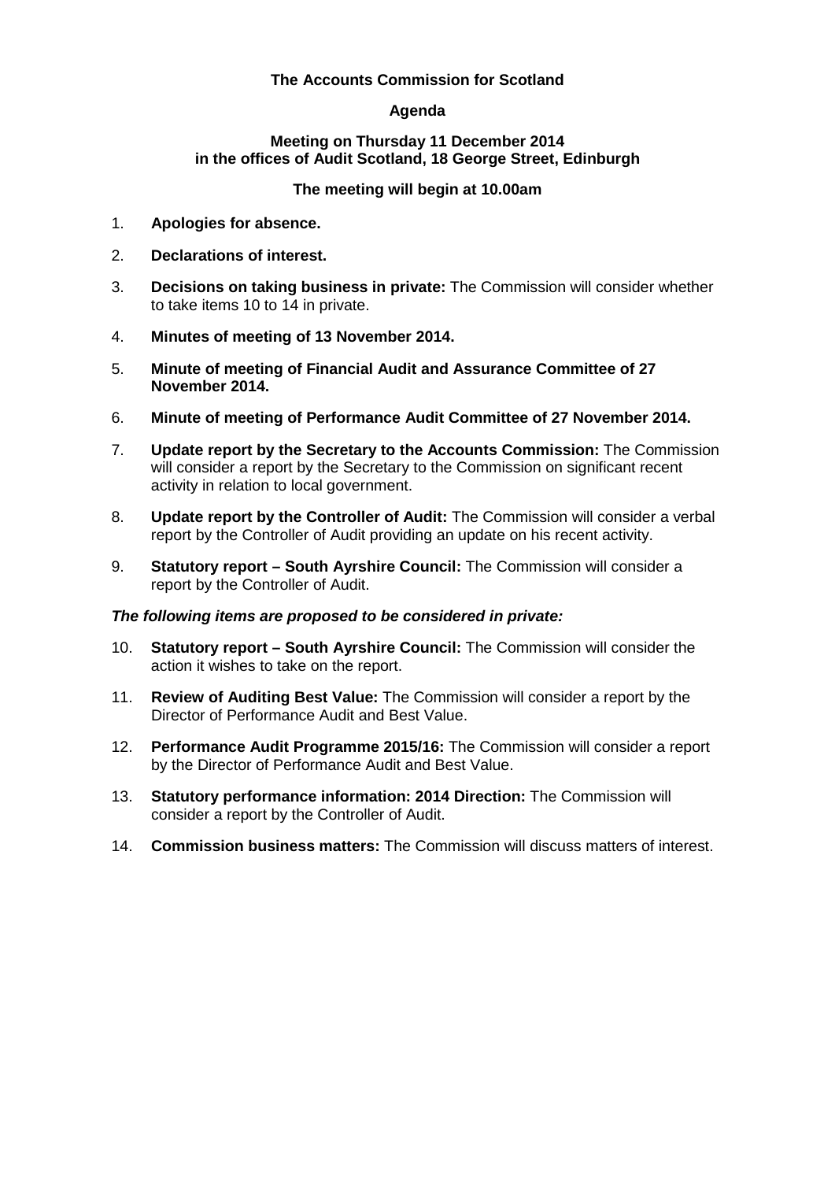**The Accounts Commission for Scotland**

**Agenda**

**Meeting on Thursday 11 December 2014**
**in the offices of Audit Scotland, 18 George Street, Edinburgh**

**The meeting will begin at 10.00am**

1. **Apologies for absence.**

2. **Declarations of interest.**

3. **Decisions on taking business in private:** The Commission will consider whether to take items 10 to 14 in private.

4. **Minutes of meeting of 13 November 2014.**

5. **Minute of meeting of Financial Audit and Assurance Committee of 27 November 2014.**

6. **Minute of meeting of Performance Audit Committee of 27 November 2014.**

7. **Update report by the Secretary to the Accounts Commission:** The Commission will consider a report by the Secretary to the Commission on significant recent activity in relation to local government.

8. **Update report by the Controller of Audit:** The Commission will consider a verbal report by the Controller of Audit providing an update on his recent activity.

9. **Statutory report – South Ayrshire Council:** The Commission will consider a report by the Controller of Audit.

***The following items are proposed to be considered in private:***

10. **Statutory report – South Ayrshire Council:** The Commission will consider the action it wishes to take on the report.

11. **Review of Auditing Best Value:** The Commission will consider a report by the Director of Performance Audit and Best Value.

12. **Performance Audit Programme 2015/16:** The Commission will consider a report by the Director of Performance Audit and Best Value.

13. **Statutory performance information: 2014 Direction:** The Commission will consider a report by the Controller of Audit.

14. **Commission business matters:** The Commission will discuss matters of interest.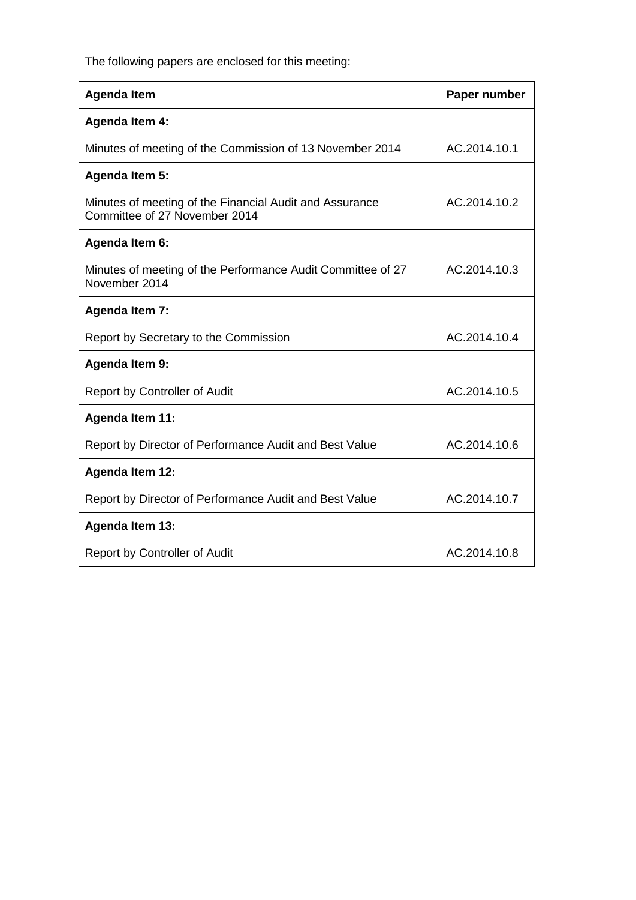The following papers are enclosed for this meeting:

| Agenda Item | Paper number |
| --- | --- |
| **Agenda Item 4:**<br><br>Minutes of meeting of the Commission of 13 November 2014 | AC.2014.10.1 |
| **Agenda Item 5:**<br><br>Minutes of meeting of the Financial Audit and Assurance Committee of 27 November 2014 | AC.2014.10.2 |
| **Agenda Item 6:**<br><br>Minutes of meeting of the Performance Audit Committee of 27 November 2014 | AC.2014.10.3 |
| **Agenda Item 7:**<br><br>Report by Secretary to the Commission | AC.2014.10.4 |
| **Agenda Item 9:**<br><br>Report by Controller of Audit | AC.2014.10.5 |
| **Agenda Item 11:**<br><br>Report by Director of Performance Audit and Best Value | AC.2014.10.6 |
| **Agenda Item 12:**<br><br>Report by Director of Performance Audit and Best Value | AC.2014.10.7 |
| **Agenda Item 13:**<br><br>Report by Controller of Audit | AC.2014.10.8 |